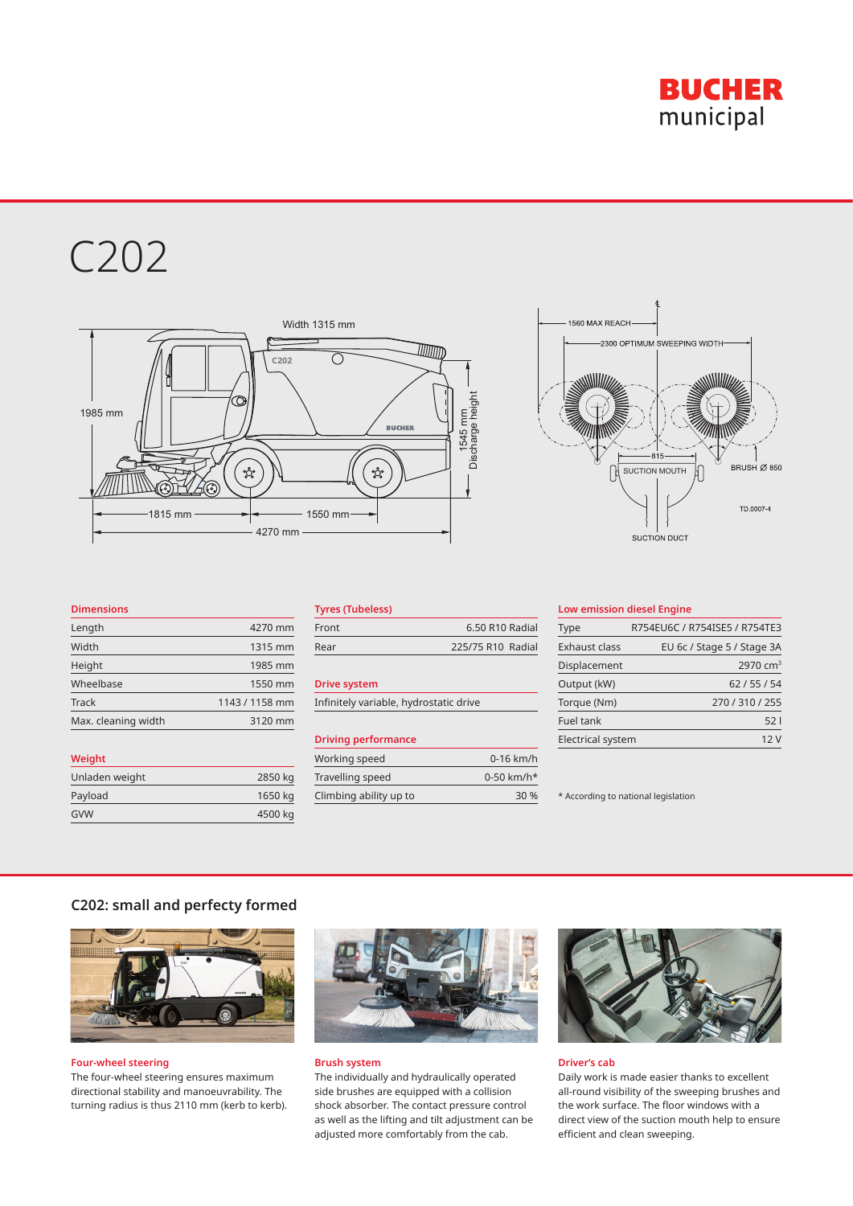BUCHER municipal

# C202

### Dimensions

| Dimensions | |
|---|---|
| Length | 4270 mm |
| Width | 1315 mm |
| Height | 1985 mm |
| Wheelbase | 1550 mm |
| Track | 1143 / 1158 mm |
| Max. cleaning width | 3120 mm |

### Weight

| Weight | |
|---|---|
| Unladen weight | 2850 kg |
| Payload | 1650 kg |
| GVW | 4500 kg |

### Tyres (Tubeless)

| Tyres (Tubeless) | |
|---|---|
| Front | 6.50 R10 Radial |
| Rear | 225/75 R10 Radial |

### Drive system

Infinitely variable, hydrostatic drive

### Driving performance

| Driving performance | |
|---|---|
| Working speed | 0-16 km/h |
| Travelling speed | 0-50 km/h* |
| Climbing ability up to | 30 % |

### Low emission diesel Engine

| Low emission diesel Engine | |
|---|---|
| Type | R754EU6C / R754ISE5 / R754TE3 |
| Exhaust class | EU 6c / Stage 5 / Stage 3A |
| Displacement | 2970 $cm^3$ |
| Output (kW) | 62 / 55 / 54 |
| Torque (Nm) | 270 / 310 / 255 |
| Fuel tank | 52 l |
| Electrical system | 12 V |

* According to national legislation

## C202: small and perfecty formed

**Four-wheel steering**

The four-wheel steering ensures maximum directional stability and manoeuvrability. The turning radius is thus 2110 mm (kerb to kerb).

**Brush system**

The individually and hydraulically operated side brushes are equipped with a collision shock absorber. The contact pressure control as well as the lifting and tilt adjustment can be adjusted more comfortably from the cab.

**Driver's cab**

Daily work is made easier thanks to excellent all-round visibility of the sweeping brushes and the work surface. The floor windows with a direct view of the suction mouth help to ensure efficient and clean sweeping.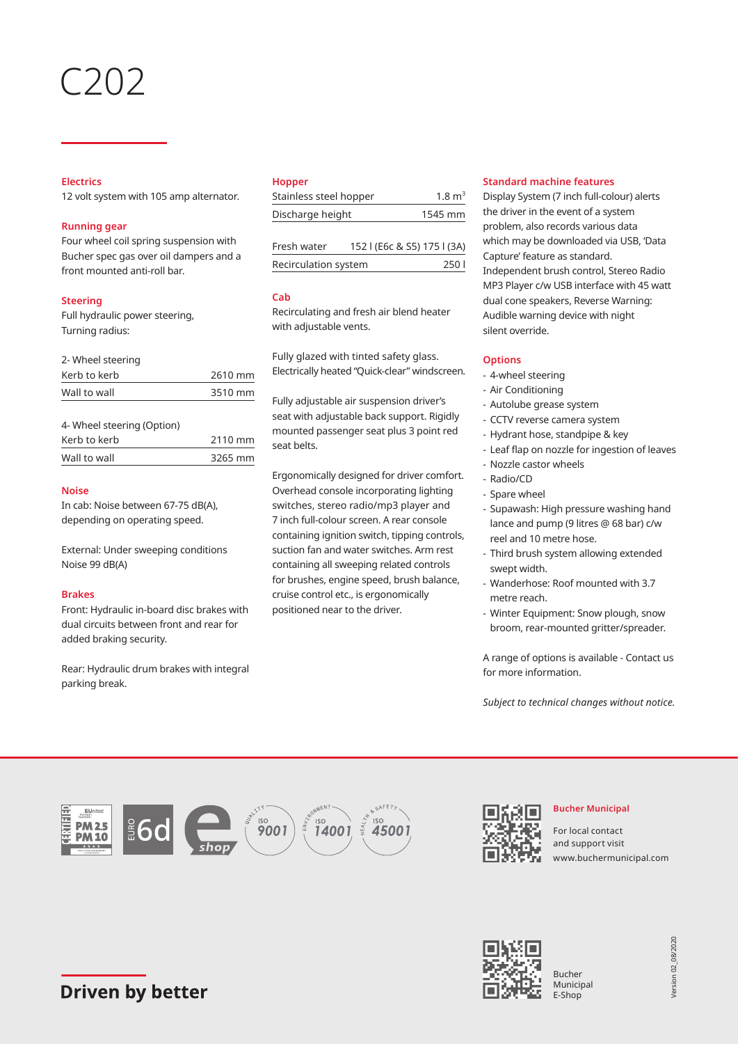# C202

## Electrics

12 volt system with 105 amp alternator.

## Running gear

Four wheel coil spring suspension with Bucher spec gas over oil dampers and a front mounted anti-roll bar.

## Steering

Full hydraulic power steering,
Turning radius:

| 2- Wheel steering | |
|---|---|
| Kerb to kerb | 2610 mm |
| Wall to wall | 3510 mm |

| 4- Wheel steering (Option) | |
|---|---|
| Kerb to kerb | 2110 mm |
| Wall to wall | 3265 mm |

## Noise

In cab: Noise between 67-75 dB(A), depending on operating speed.

External: Under sweeping conditions Noise 99 dB(A)

## Brakes

Front: Hydraulic in-board disc brakes with dual circuits between front and rear for added braking security.

Rear: Hydraulic drum brakes with integral parking break.

## Hopper

| | |
|---|---|
| Stainless steel hopper | 1.8 $m^3$ |
| Discharge height | 1545 mm |

| | |
|---|---|
| Fresh water | 152 l (E6c & S5) 175 l (3A) |
| Recirculation system | 250 l |

## Cab

Recirculating and fresh air blend heater with adjustable vents.

Fully glazed with tinted safety glass. Electrically heated "Quick-clear" windscreen.

Fully adjustable air suspension driver's seat with adjustable back support. Rigidly mounted passenger seat plus 3 point red seat belts.

Ergonomically designed for driver comfort. Overhead console incorporating lighting switches, stereo radio/mp3 player and 7 inch full-colour screen. A rear console containing ignition switch, tipping controls, suction fan and water switches. Arm rest containing all sweeping related controls for brushes, engine speed, brush balance, cruise control etc., is ergonomically positioned near to the driver.

## Standard machine features

Display System (7 inch full-colour) alerts the driver in the event of a system problem, also records various data which may be downloaded via USB, 'Data Capture' feature as standard. Independent brush control, Stereo Radio MP3 Player c/w USB interface with 45 watt dual cone speakers, Reverse Warning: Audible warning device with night silent override.

## Options

- 4-wheel steering
- Air Conditioning
- Autolube grease system
- CCTV reverse camera system
- Hydrant hose, standpipe & key
- Leaf flap on nozzle for ingestion of leaves
- Nozzle castor wheels
- Radio/CD
- Spare wheel
- Supawash: High pressure washing hand lance and pump (9 litres @ 68 bar) c/w reel and 10 metre hose.
- Third brush system allowing extended swept width.
- Wanderhose: Roof mounted with 3.7 metre reach.
- Winter Equipment: Snow plough, snow broom, rear-mounted gritter/spreader.

A range of options is available - Contact us for more information.

*Subject to technical changes without notice.*

CERTIFIED EUnited PM 2.5 PM 10

EURO 6d

e shop

QUALITY ISO 9001

ENVIRONMENT ISO 14001

HEALTH & SAFETY ISO 45001

**Bucher Municipal**

For local contact and support visit www.buchermunicipal.com

Bucher Municipal E-Shop

Version 02_08/2020

**Driven by better**